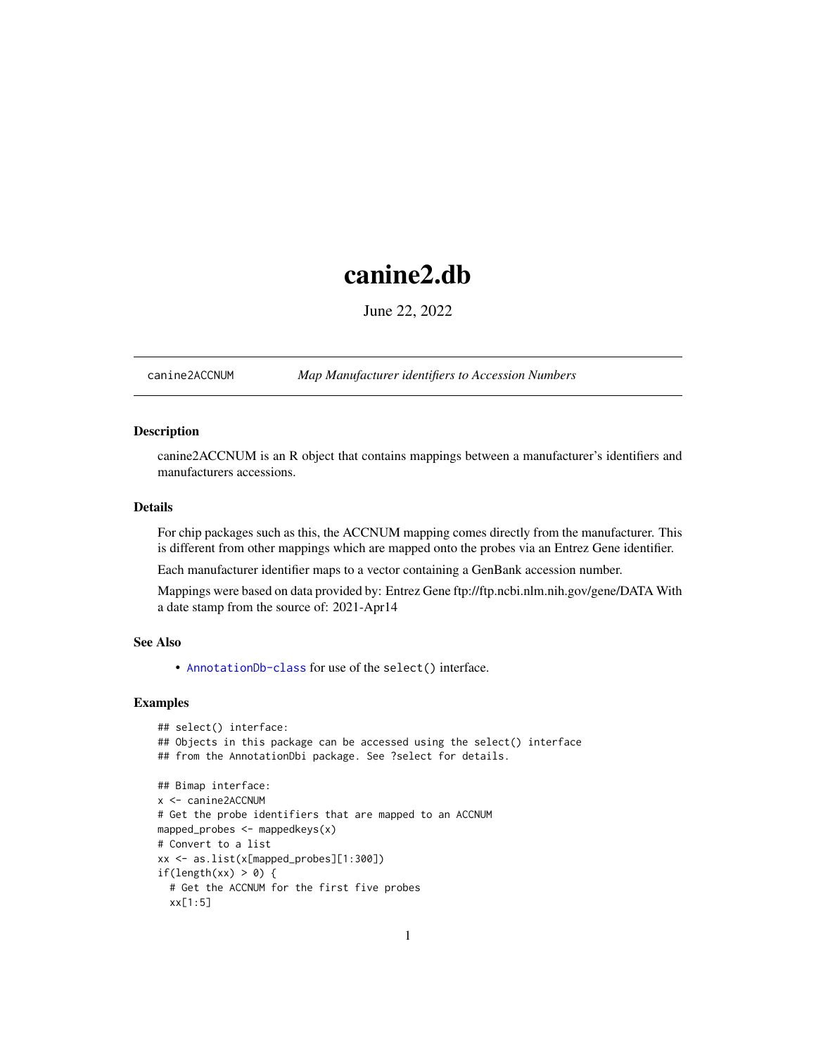# canine2.db

June 22, 2022

canine2ACCNUM    *Map Manufacturer identifiers to Accession Numbers*

## Description

canine2ACCNUM is an R object that contains mappings between a manufacturer's identifiers and manufacturers accessions.

## Details

For chip packages such as this, the ACCNUM mapping comes directly from the manufacturer. This is different from other mappings which are mapped onto the probes via an Entrez Gene identifier.

Each manufacturer identifier maps to a vector containing a GenBank accession number.

Mappings were based on data provided by: Entrez Gene ftp://ftp.ncbi.nlm.nih.gov/gene/DATA With a date stamp from the source of: 2021-Apr14

## See Also

- AnnotationDb-class for use of the select() interface.

## Examples

```
## select() interface:
## Objects in this package can be accessed using the select() interface
## from the AnnotationDbi package. See ?select for details.

## Bimap interface:
x <- canine2ACCNUM
# Get the probe identifiers that are mapped to an ACCNUM
mapped_probes <- mappedkeys(x)
# Convert to a list
xx <- as.list(x[mapped_probes][1:300])
if(length(xx) > 0) {
  # Get the ACCNUM for the first five probes
  xx[1:5]
```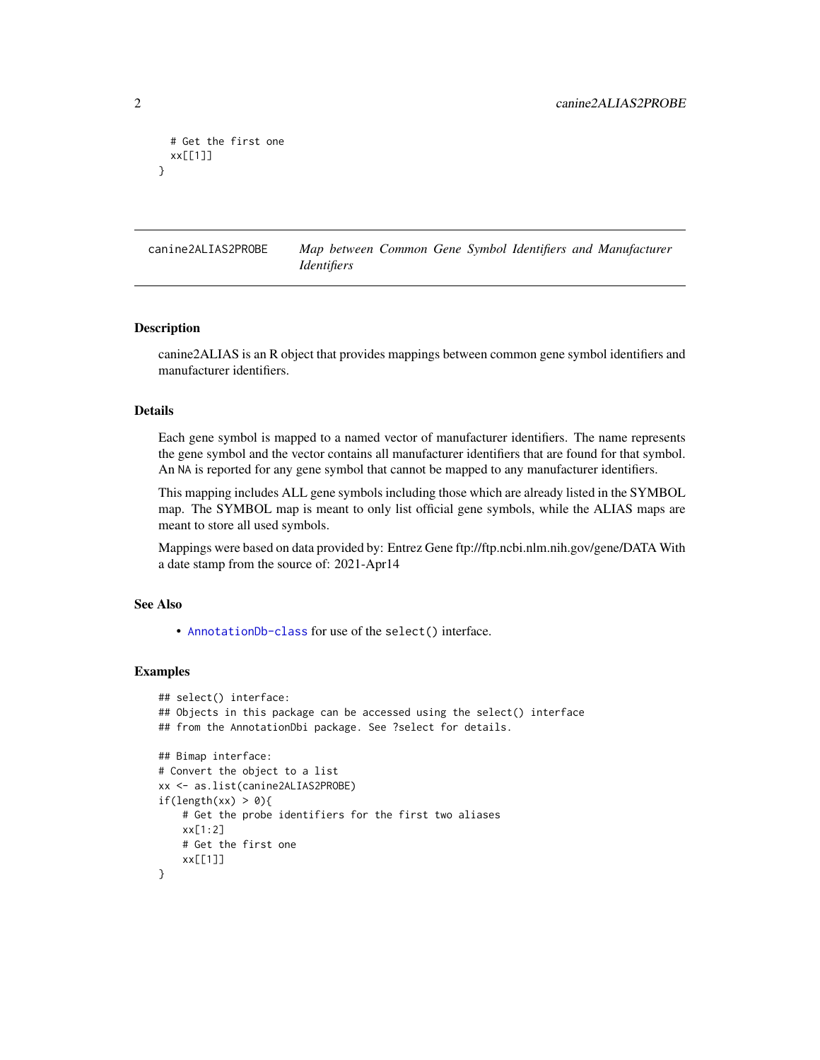```
  # Get the first one
  xx[[1]]
}
```

## canine2ALIAS2PROBE — *Map between Common Gene Symbol Identifiers and Manufacturer Identifiers*

### Description

canine2ALIAS is an R object that provides mappings between common gene symbol identifiers and manufacturer identifiers.

### Details

Each gene symbol is mapped to a named vector of manufacturer identifiers. The name represents the gene symbol and the vector contains all manufacturer identifiers that are found for that symbol. An NA is reported for any gene symbol that cannot be mapped to any manufacturer identifiers.

This mapping includes ALL gene symbols including those which are already listed in the SYMBOL map. The SYMBOL map is meant to only list official gene symbols, while the ALIAS maps are meant to store all used symbols.

Mappings were based on data provided by: Entrez Gene ftp://ftp.ncbi.nlm.nih.gov/gene/DATA With a date stamp from the source of: 2021-Apr14

### See Also

- AnnotationDb-class for use of the select() interface.

### Examples

```
## select() interface:
## Objects in this package can be accessed using the select() interface
## from the AnnotationDbi package. See ?select for details.

## Bimap interface:
# Convert the object to a list
xx <- as.list(canine2ALIAS2PROBE)
if(length(xx) > 0){
    # Get the probe identifiers for the first two aliases
    xx[1:2]
    # Get the first one
    xx[[1]]
}
```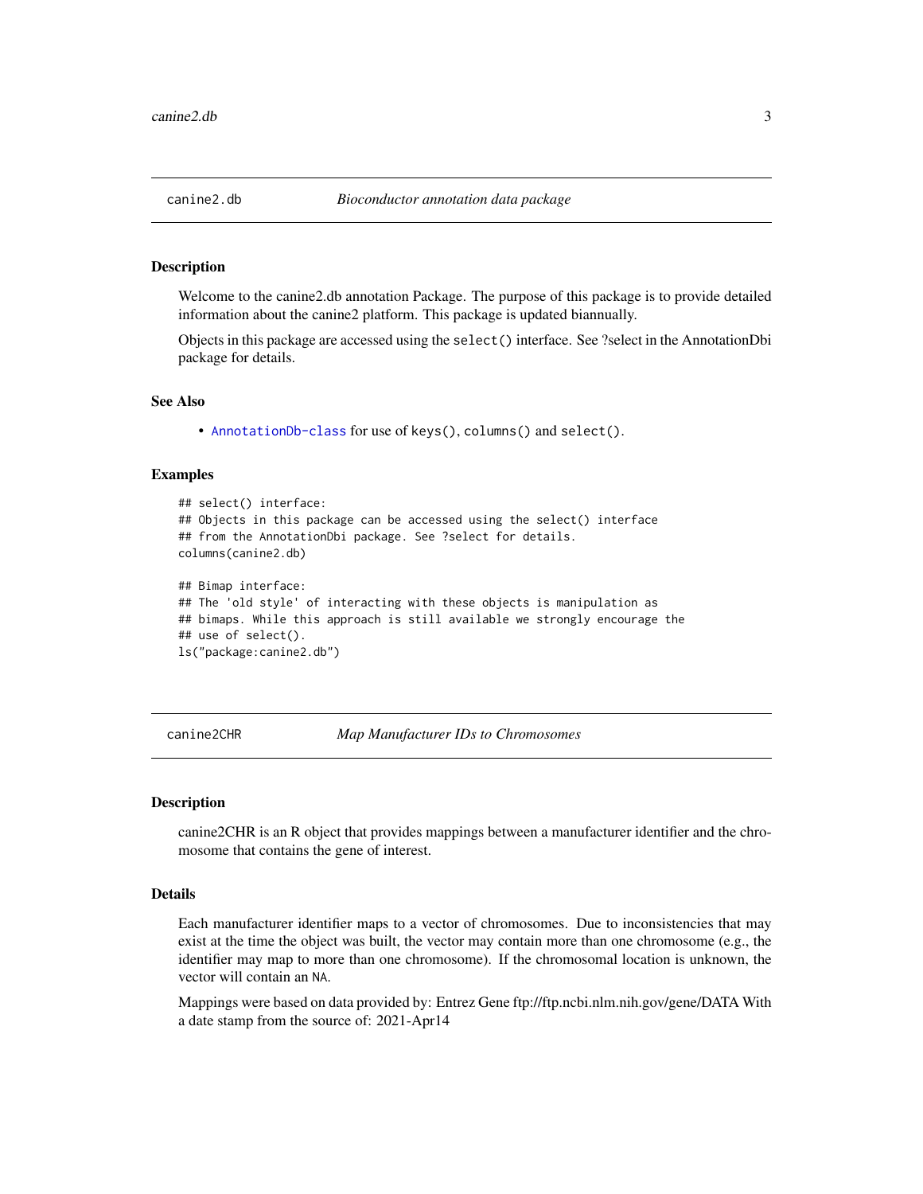## canine2.db — *Bioconductor annotation data package*

### Description

Welcome to the canine2.db annotation Package. The purpose of this package is to provide detailed information about the canine2 platform. This package is updated biannually.

Objects in this package are accessed using the `select()` interface. See ?select in the AnnotationDbi package for details.

### See Also

- `AnnotationDb-class` for use of `keys()`, `columns()` and `select()`.

### Examples

```
## select() interface:
## Objects in this package can be accessed using the select() interface
## from the AnnotationDbi package. See ?select for details.
columns(canine2.db)

## Bimap interface:
## The 'old style' of interacting with these objects is manipulation as
## bimaps. While this approach is still available we strongly encourage the
## use of select().
ls("package:canine2.db")
```

## canine2CHR — *Map Manufacturer IDs to Chromosomes*

### Description

canine2CHR is an R object that provides mappings between a manufacturer identifier and the chromosome that contains the gene of interest.

### Details

Each manufacturer identifier maps to a vector of chromosomes. Due to inconsistencies that may exist at the time the object was built, the vector may contain more than one chromosome (e.g., the identifier may map to more than one chromosome). If the chromosomal location is unknown, the vector will contain an `NA`.

Mappings were based on data provided by: Entrez Gene ftp://ftp.ncbi.nlm.nih.gov/gene/DATA With a date stamp from the source of: 2021-Apr14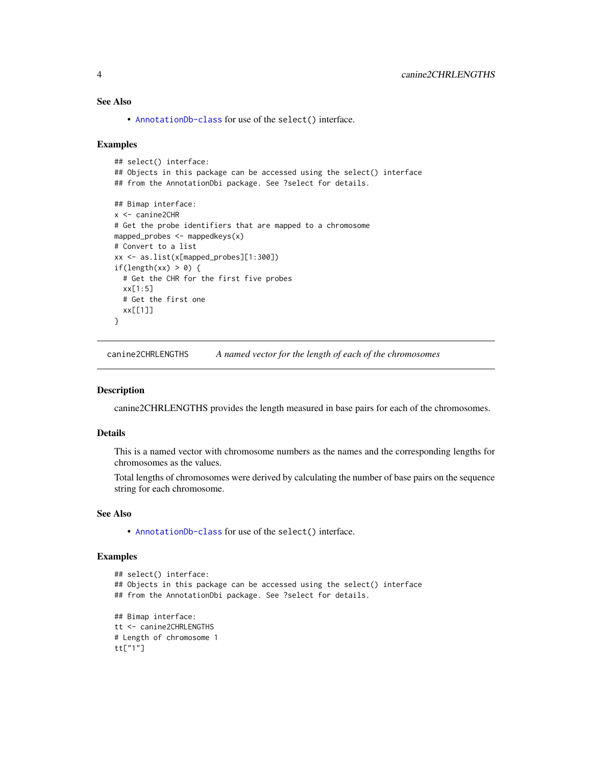### See Also

- AnnotationDb-class for use of the select() interface.

### Examples

```
## select() interface:
## Objects in this package can be accessed using the select() interface
## from the AnnotationDbi package. See ?select for details.

## Bimap interface:
x <- canine2CHR
# Get the probe identifiers that are mapped to a chromosome
mapped_probes <- mappedkeys(x)
# Convert to a list
xx <- as.list(x[mapped_probes][1:300])
if(length(xx) > 0) {
  # Get the CHR for the first five probes
  xx[1:5]
  # Get the first one
  xx[[1]]
}
```

---

## canine2CHRLENGTHS *A named vector for the length of each of the chromosomes*

### Description

canine2CHRLENGTHS provides the length measured in base pairs for each of the chromosomes.

### Details

This is a named vector with chromosome numbers as the names and the corresponding lengths for chromosomes as the values.

Total lengths of chromosomes were derived by calculating the number of base pairs on the sequence string for each chromosome.

### See Also

- AnnotationDb-class for use of the select() interface.

### Examples

```
## select() interface:
## Objects in this package can be accessed using the select() interface
## from the AnnotationDbi package. See ?select for details.

## Bimap interface:
tt <- canine2CHRLENGTHS
# Length of chromosome 1
tt["1"]
```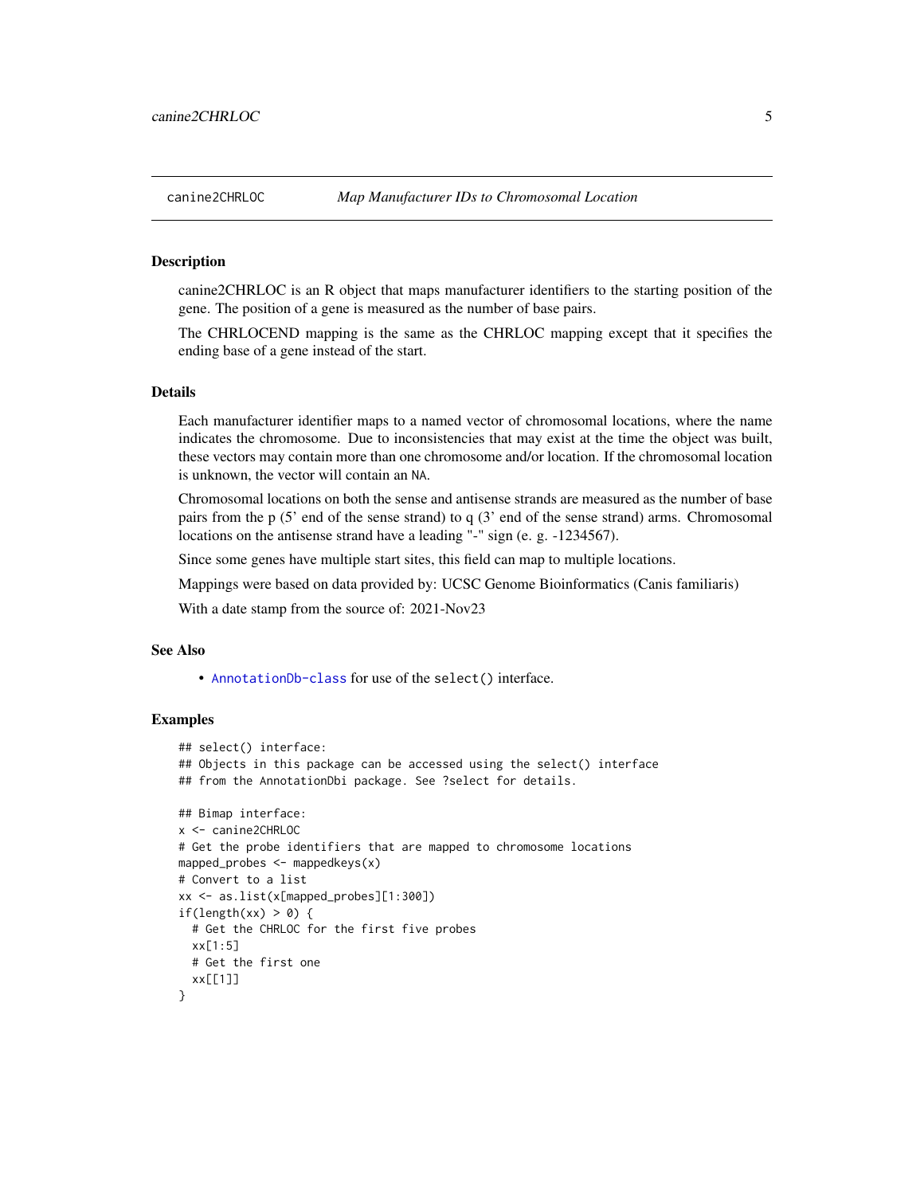## canine2CHRLOC *Map Manufacturer IDs to Chromosomal Location*

### Description

canine2CHRLOC is an R object that maps manufacturer identifiers to the starting position of the gene. The position of a gene is measured as the number of base pairs.

The CHRLOCEND mapping is the same as the CHRLOC mapping except that it specifies the ending base of a gene instead of the start.

### Details

Each manufacturer identifier maps to a named vector of chromosomal locations, where the name indicates the chromosome. Due to inconsistencies that may exist at the time the object was built, these vectors may contain more than one chromosome and/or location. If the chromosomal location is unknown, the vector will contain an `NA`.

Chromosomal locations on both the sense and antisense strands are measured as the number of base pairs from the p (5' end of the sense strand) to q (3' end of the sense strand) arms. Chromosomal locations on the antisense strand have a leading "-" sign (e. g. -1234567).

Since some genes have multiple start sites, this field can map to multiple locations.

Mappings were based on data provided by: UCSC Genome Bioinformatics (Canis familiaris)

With a date stamp from the source of: 2021-Nov23

### See Also

- `AnnotationDb-class` for use of the `select()` interface.

### Examples

```
## select() interface:
## Objects in this package can be accessed using the select() interface
## from the AnnotationDbi package. See ?select for details.

## Bimap interface:
x <- canine2CHRLOC
# Get the probe identifiers that are mapped to chromosome locations
mapped_probes <- mappedkeys(x)
# Convert to a list
xx <- as.list(x[mapped_probes][1:300])
if(length(xx) > 0) {
  # Get the CHRLOC for the first five probes
  xx[1:5]
  # Get the first one
  xx[[1]]
}
```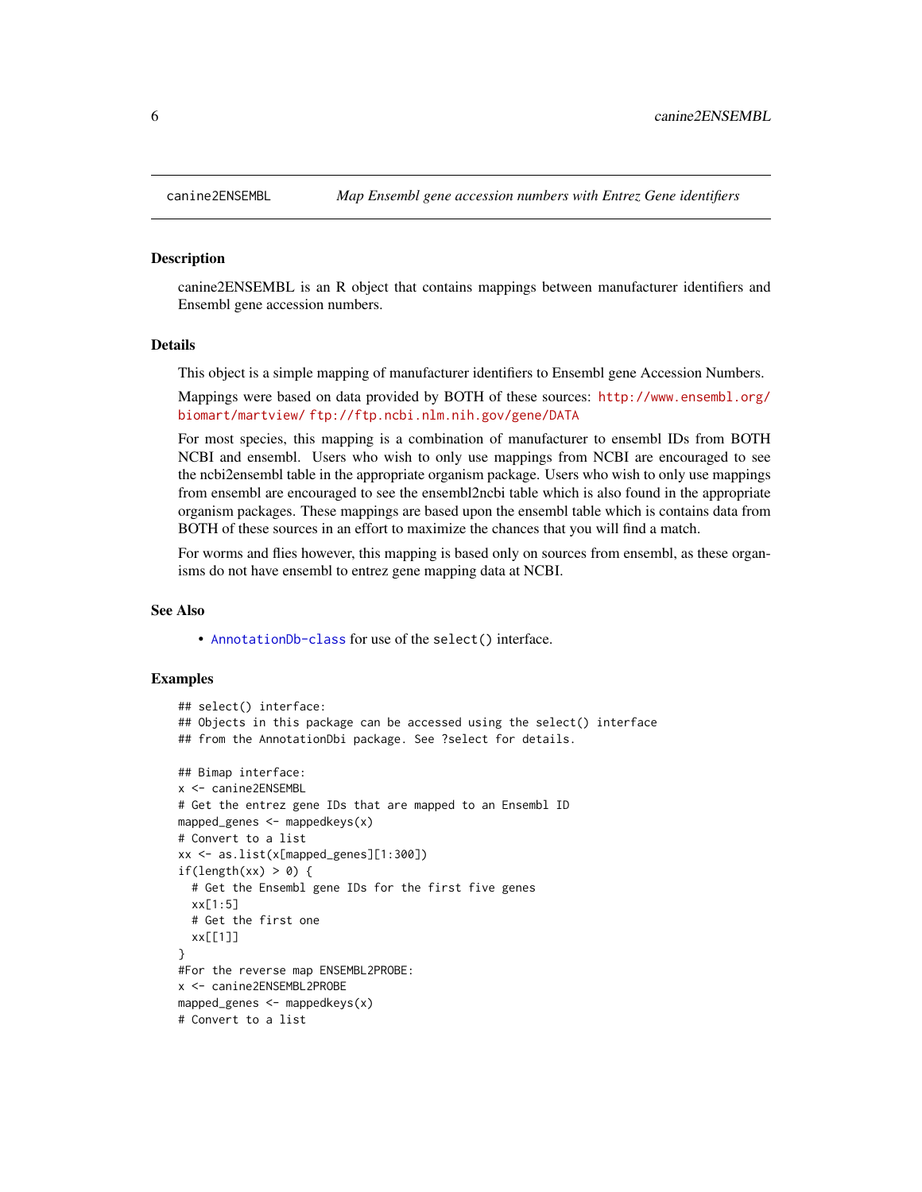## canine2ENSEMBL — *Map Ensembl gene accession numbers with Entrez Gene identifiers*

### Description

canine2ENSEMBL is an R object that contains mappings between manufacturer identifiers and Ensembl gene accession numbers.

### Details

This object is a simple mapping of manufacturer identifiers to Ensembl gene Accession Numbers.

Mappings were based on data provided by BOTH of these sources: http://www.ensembl.org/biomart/martview/ ftp://ftp.ncbi.nlm.nih.gov/gene/DATA

For most species, this mapping is a combination of manufacturer to ensembl IDs from BOTH NCBI and ensembl. Users who wish to only use mappings from NCBI are encouraged to see the ncbi2ensembl table in the appropriate organism package. Users who wish to only use mappings from ensembl are encouraged to see the ensembl2ncbi table which is also found in the appropriate organism packages. These mappings are based upon the ensembl table which is contains data from BOTH of these sources in an effort to maximize the chances that you will find a match.

For worms and flies however, this mapping is based only on sources from ensembl, as these organisms do not have ensembl to entrez gene mapping data at NCBI.

### See Also

- AnnotationDb-class for use of the `select()` interface.

### Examples

```
## select() interface:
## Objects in this package can be accessed using the select() interface
## from the AnnotationDbi package. See ?select for details.

## Bimap interface:
x <- canine2ENSEMBL
# Get the entrez gene IDs that are mapped to an Ensembl ID
mapped_genes <- mappedkeys(x)
# Convert to a list
xx <- as.list(x[mapped_genes][1:300])
if(length(xx) > 0) {
  # Get the Ensembl gene IDs for the first five genes
  xx[1:5]
  # Get the first one
  xx[[1]]
}
#For the reverse map ENSEMBL2PROBE:
x <- canine2ENSEMBL2PROBE
mapped_genes <- mappedkeys(x)
# Convert to a list
```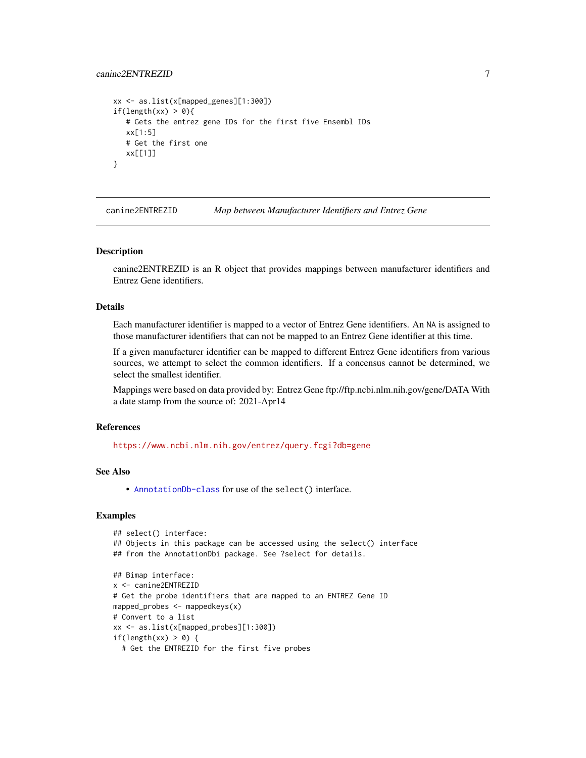```
xx <- as.list(x[mapped_genes][1:300])
if(length(xx) > 0){
   # Gets the entrez gene IDs for the first five Ensembl IDs
   xx[1:5]
   # Get the first one
   xx[[1]]
}
```

---

## canine2ENTREZID *Map between Manufacturer Identifiers and Entrez Gene*

---

### Description

canine2ENTREZID is an R object that provides mappings between manufacturer identifiers and Entrez Gene identifiers.

### Details

Each manufacturer identifier is mapped to a vector of Entrez Gene identifiers. An NA is assigned to those manufacturer identifiers that can not be mapped to an Entrez Gene identifier at this time.

If a given manufacturer identifier can be mapped to different Entrez Gene identifiers from various sources, we attempt to select the common identifiers. If a concensus cannot be determined, we select the smallest identifier.

Mappings were based on data provided by: Entrez Gene ftp://ftp.ncbi.nlm.nih.gov/gene/DATA With a date stamp from the source of: 2021-Apr14

### References

https://www.ncbi.nlm.nih.gov/entrez/query.fcgi?db=gene

### See Also

- AnnotationDb-class for use of the select() interface.

### Examples

```
## select() interface:
## Objects in this package can be accessed using the select() interface
## from the AnnotationDbi package. See ?select for details.

## Bimap interface:
x <- canine2ENTREZID
# Get the probe identifiers that are mapped to an ENTREZ Gene ID
mapped_probes <- mappedkeys(x)
# Convert to a list
xx <- as.list(x[mapped_probes][1:300])
if(length(xx) > 0) {
  # Get the ENTREZID for the first five probes
```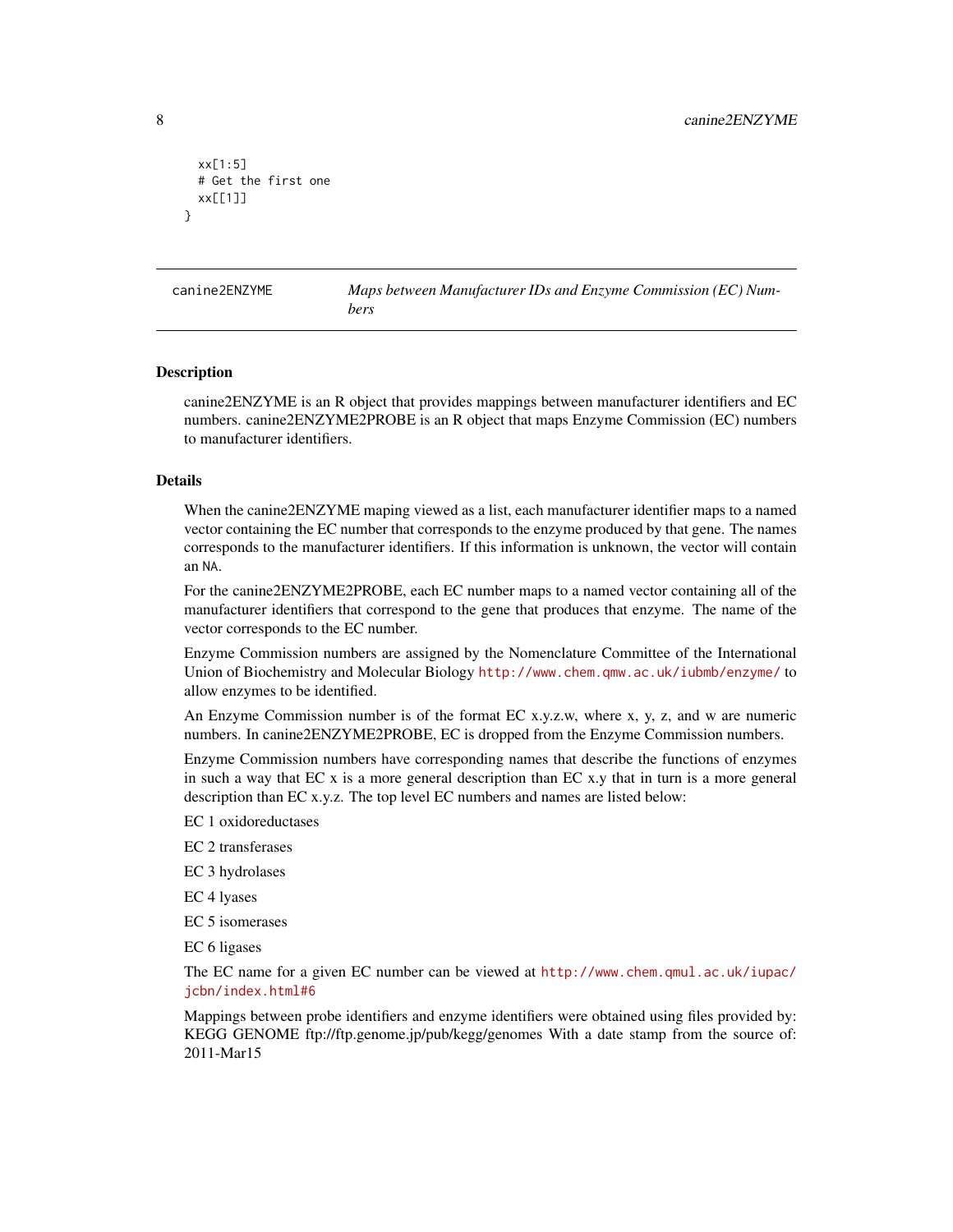```
  xx[1:5]
  # Get the first one
  xx[[1]]
}
```

---

canine2ENZYME    *Maps between Manufacturer IDs and Enzyme Commission (EC) Numbers*

---

### Description

canine2ENZYME is an R object that provides mappings between manufacturer identifiers and EC numbers. canine2ENZYME2PROBE is an R object that maps Enzyme Commission (EC) numbers to manufacturer identifiers.

### Details

When the canine2ENZYME maping viewed as a list, each manufacturer identifier maps to a named vector containing the EC number that corresponds to the enzyme produced by that gene. The names corresponds to the manufacturer identifiers. If this information is unknown, the vector will contain an `NA`.

For the canine2ENZYME2PROBE, each EC number maps to a named vector containing all of the manufacturer identifiers that correspond to the gene that produces that enzyme. The name of the vector corresponds to the EC number.

Enzyme Commission numbers are assigned by the Nomenclature Committee of the International Union of Biochemistry and Molecular Biology http://www.chem.qmw.ac.uk/iubmb/enzyme/ to allow enzymes to be identified.

An Enzyme Commission number is of the format EC x.y.z.w, where x, y, z, and w are numeric numbers. In canine2ENZYME2PROBE, EC is dropped from the Enzyme Commission numbers.

Enzyme Commission numbers have corresponding names that describe the functions of enzymes in such a way that EC x is a more general description than EC x.y that in turn is a more general description than EC x.y.z. The top level EC numbers and names are listed below:

EC 1 oxidoreductases

EC 2 transferases

EC 3 hydrolases

EC 4 lyases

EC 5 isomerases

EC 6 ligases

The EC name for a given EC number can be viewed at http://www.chem.qmul.ac.uk/iupac/jcbn/index.html#6

Mappings between probe identifiers and enzyme identifiers were obtained using files provided by: KEGG GENOME ftp://ftp.genome.jp/pub/kegg/genomes With a date stamp from the source of: 2011-Mar15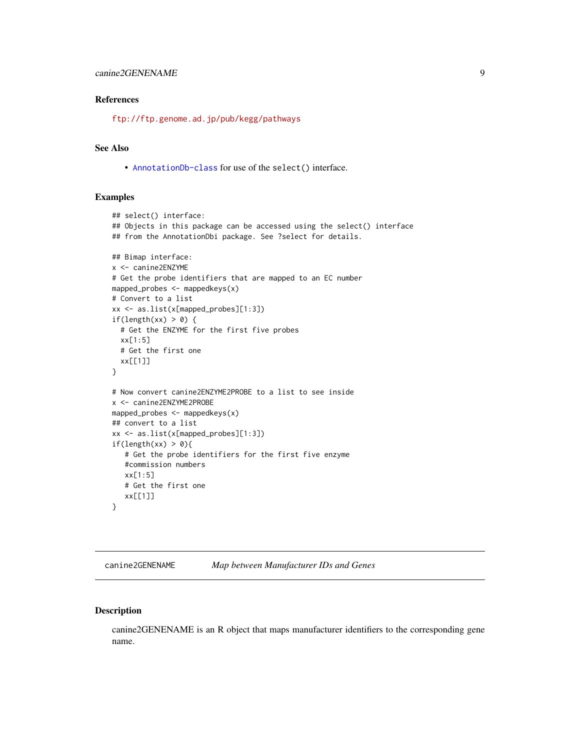### References

ftp://ftp.genome.ad.jp/pub/kegg/pathways

### See Also

- AnnotationDb-class for use of the `select()` interface.

### Examples

```
## select() interface:
## Objects in this package can be accessed using the select() interface
## from the AnnotationDbi package. See ?select for details.

## Bimap interface:
x <- canine2ENZYME
# Get the probe identifiers that are mapped to an EC number
mapped_probes <- mappedkeys(x)
# Convert to a list
xx <- as.list(x[mapped_probes][1:3])
if(length(xx) > 0) {
  # Get the ENZYME for the first five probes
  xx[1:5]
  # Get the first one
  xx[[1]]
}

# Now convert canine2ENZYME2PROBE to a list to see inside
x <- canine2ENZYME2PROBE
mapped_probes <- mappedkeys(x)
## convert to a list
xx <- as.list(x[mapped_probes][1:3])
if(length(xx) > 0){
   # Get the probe identifiers for the first five enzyme
   #commission numbers
   xx[1:5]
   # Get the first one
   xx[[1]]
}
```

---

## canine2GENENAME *Map between Manufacturer IDs and Genes*

---

### Description

canine2GENENAME is an R object that maps manufacturer identifiers to the corresponding gene name.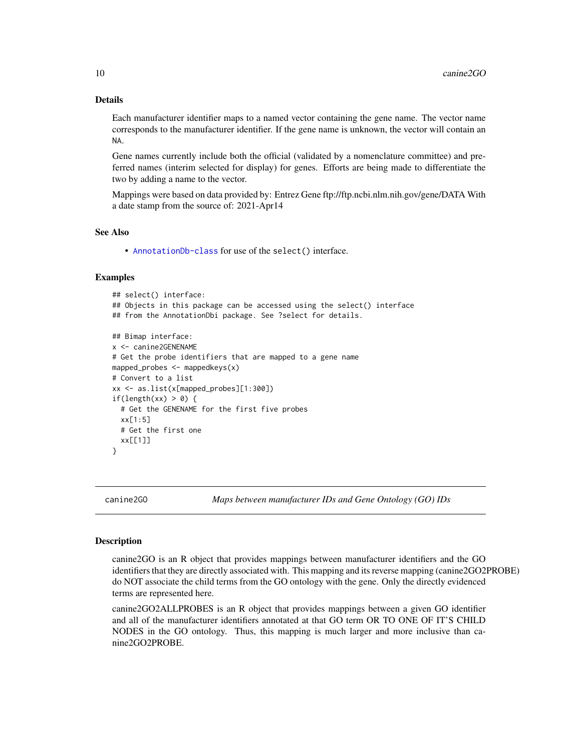### Details

Each manufacturer identifier maps to a named vector containing the gene name. The vector name corresponds to the manufacturer identifier. If the gene name is unknown, the vector will contain an NA.

Gene names currently include both the official (validated by a nomenclature committee) and preferred names (interim selected for display) for genes. Efforts are being made to differentiate the two by adding a name to the vector.

Mappings were based on data provided by: Entrez Gene ftp://ftp.ncbi.nlm.nih.gov/gene/DATA With a date stamp from the source of: 2021-Apr14

### See Also

- AnnotationDb-class for use of the select() interface.

### Examples

```
## select() interface:
## Objects in this package can be accessed using the select() interface
## from the AnnotationDbi package. See ?select for details.

## Bimap interface:
x <- canine2GENENAME
# Get the probe identifiers that are mapped to a gene name
mapped_probes <- mappedkeys(x)
# Convert to a list
xx <- as.list(x[mapped_probes][1:300])
if(length(xx) > 0) {
  # Get the GENENAME for the first five probes
  xx[1:5]
  # Get the first one
  xx[[1]]
}
```

---

## canine2GO — *Maps between manufacturer IDs and Gene Ontology (GO) IDs*

### Description

canine2GO is an R object that provides mappings between manufacturer identifiers and the GO identifiers that they are directly associated with. This mapping and its reverse mapping (canine2GO2PROBE) do NOT associate the child terms from the GO ontology with the gene. Only the directly evidenced terms are represented here.

canine2GO2ALLPROBES is an R object that provides mappings between a given GO identifier and all of the manufacturer identifiers annotated at that GO term OR TO ONE OF IT'S CHILD NODES in the GO ontology. Thus, this mapping is much larger and more inclusive than canine2GO2PROBE.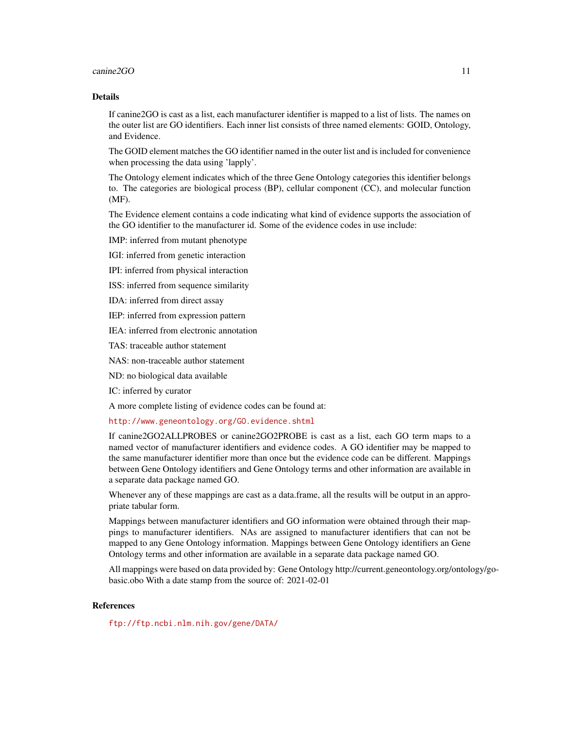## Details

If canine2GO is cast as a list, each manufacturer identifier is mapped to a list of lists. The names on the outer list are GO identifiers. Each inner list consists of three named elements: GOID, Ontology, and Evidence.

The GOID element matches the GO identifier named in the outer list and is included for convenience when processing the data using 'lapply'.

The Ontology element indicates which of the three Gene Ontology categories this identifier belongs to. The categories are biological process (BP), cellular component (CC), and molecular function (MF).

The Evidence element contains a code indicating what kind of evidence supports the association of the GO identifier to the manufacturer id. Some of the evidence codes in use include:

IMP: inferred from mutant phenotype

IGI: inferred from genetic interaction

IPI: inferred from physical interaction

ISS: inferred from sequence similarity

IDA: inferred from direct assay

IEP: inferred from expression pattern

IEA: inferred from electronic annotation

TAS: traceable author statement

NAS: non-traceable author statement

ND: no biological data available

IC: inferred by curator

A more complete listing of evidence codes can be found at:

http://www.geneontology.org/GO.evidence.shtml

If canine2GO2ALLPROBES or canine2GO2PROBE is cast as a list, each GO term maps to a named vector of manufacturer identifiers and evidence codes. A GO identifier may be mapped to the same manufacturer identifier more than once but the evidence code can be different. Mappings between Gene Ontology identifiers and Gene Ontology terms and other information are available in a separate data package named GO.

Whenever any of these mappings are cast as a data.frame, all the results will be output in an appropriate tabular form.

Mappings between manufacturer identifiers and GO information were obtained through their mappings to manufacturer identifiers. NAs are assigned to manufacturer identifiers that can not be mapped to any Gene Ontology information. Mappings between Gene Ontology identifiers an Gene Ontology terms and other information are available in a separate data package named GO.

All mappings were based on data provided by: Gene Ontology http://current.geneontology.org/ontology/go-basic.obo With a date stamp from the source of: 2021-02-01

## References

ftp://ftp.ncbi.nlm.nih.gov/gene/DATA/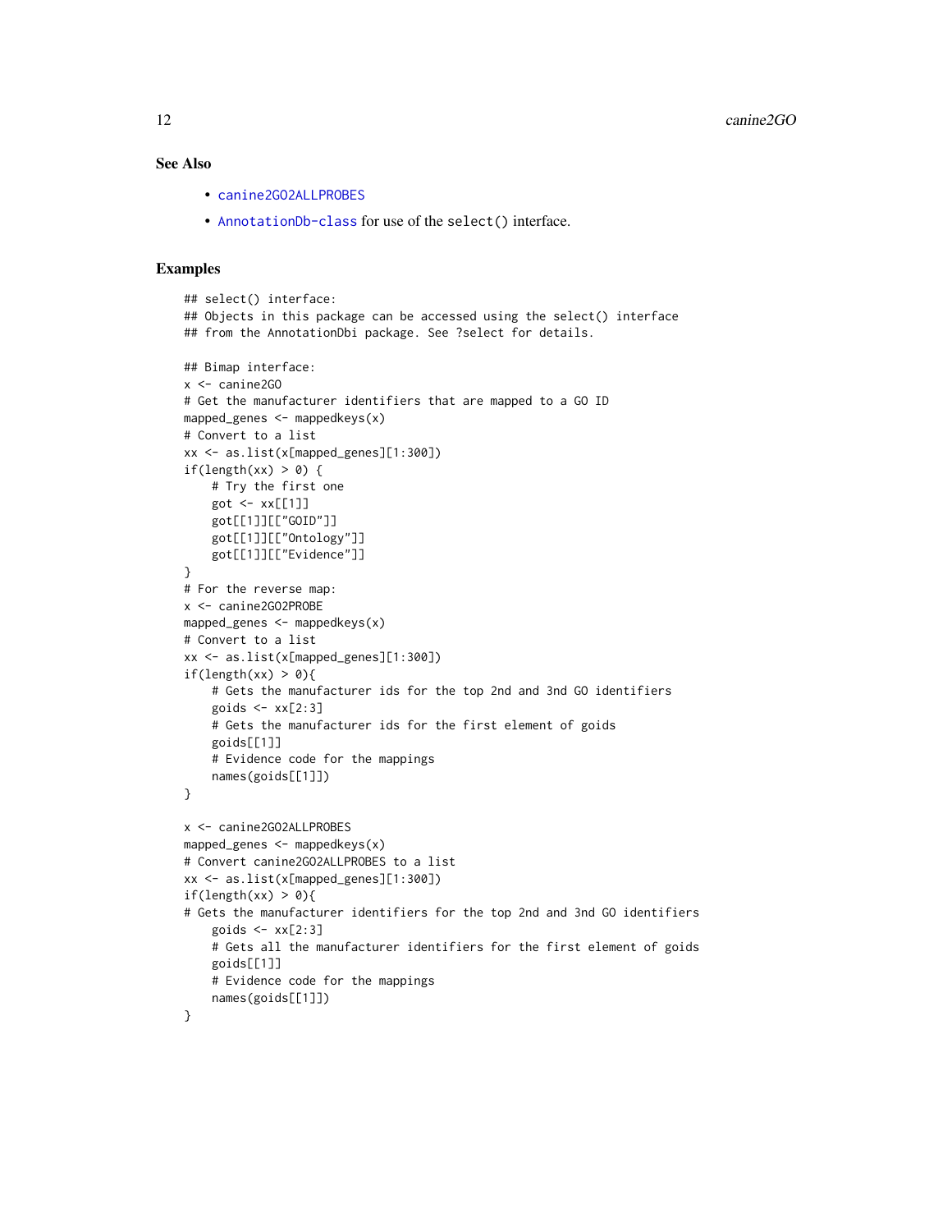## See Also

- `canine2GO2ALLPROBES`
- `AnnotationDb-class` for use of the `select()` interface.

## Examples

```
## select() interface:
## Objects in this package can be accessed using the select() interface
## from the AnnotationDbi package. See ?select for details.

## Bimap interface:
x <- canine2GO
# Get the manufacturer identifiers that are mapped to a GO ID
mapped_genes <- mappedkeys(x)
# Convert to a list
xx <- as.list(x[mapped_genes][1:300])
if(length(xx) > 0) {
    # Try the first one
    got <- xx[[1]]
    got[[1]][["GOID"]]
    got[[1]][["Ontology"]]
    got[[1]][["Evidence"]]
}
# For the reverse map:
x <- canine2GO2PROBE
mapped_genes <- mappedkeys(x)
# Convert to a list
xx <- as.list(x[mapped_genes][1:300])
if(length(xx) > 0){
    # Gets the manufacturer ids for the top 2nd and 3nd GO identifiers
    goids <- xx[2:3]
    # Gets the manufacturer ids for the first element of goids
    goids[[1]]
    # Evidence code for the mappings
    names(goids[[1]])
}

x <- canine2GO2ALLPROBES
mapped_genes <- mappedkeys(x)
# Convert canine2GO2ALLPROBES to a list
xx <- as.list(x[mapped_genes][1:300])
if(length(xx) > 0){
# Gets the manufacturer identifiers for the top 2nd and 3nd GO identifiers
    goids <- xx[2:3]
    # Gets all the manufacturer identifiers for the first element of goids
    goids[[1]]
    # Evidence code for the mappings
    names(goids[[1]])
}
```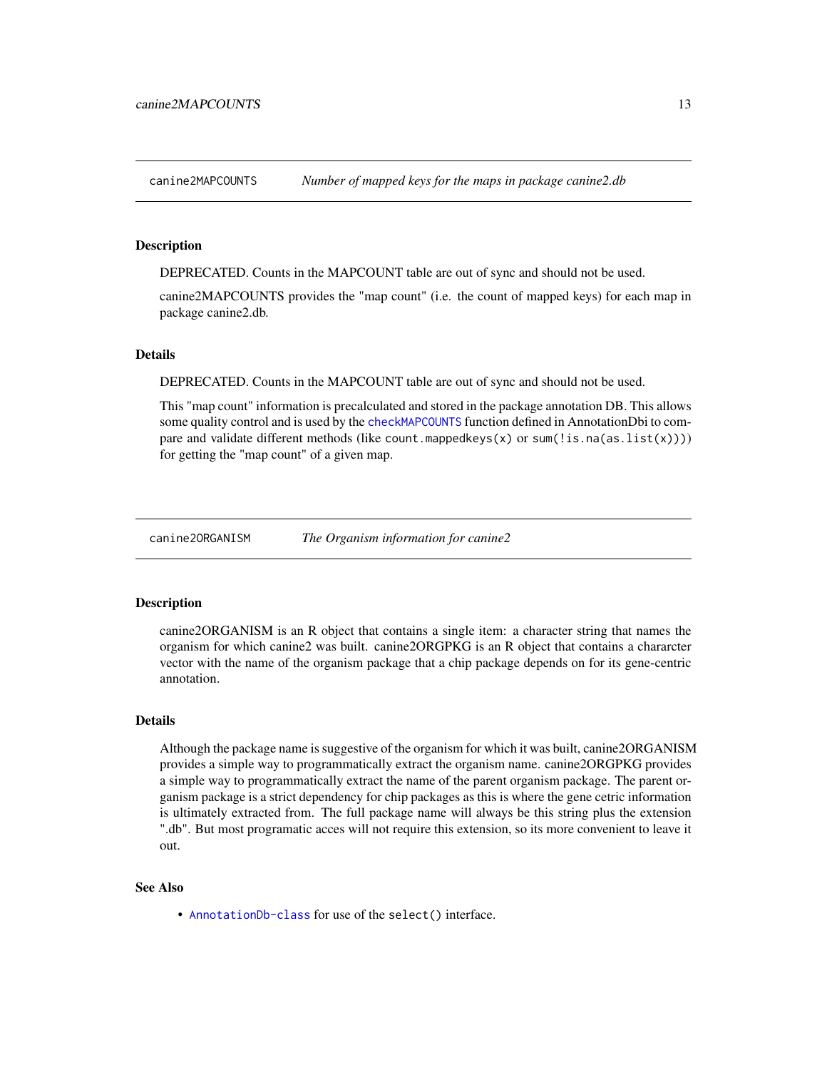## canine2MAPCOUNTS *Number of mapped keys for the maps in package canine2.db*

### Description

DEPRECATED. Counts in the MAPCOUNT table are out of sync and should not be used.

canine2MAPCOUNTS provides the "map count" (i.e. the count of mapped keys) for each map in package canine2.db.

### Details

DEPRECATED. Counts in the MAPCOUNT table are out of sync and should not be used.

This "map count" information is precalculated and stored in the package annotation DB. This allows some quality control and is used by the `checkMAPCOUNTS` function defined in AnnotationDbi to compare and validate different methods (like `count.mappedkeys(x)` or `sum(!is.na(as.list(x)))`) for getting the "map count" of a given map.

## canine2ORGANISM *The Organism information for canine2*

### Description

canine2ORGANISM is an R object that contains a single item: a character string that names the organism for which canine2 was built. canine2ORGPKG is an R object that contains a chararcter vector with the name of the organism package that a chip package depends on for its gene-centric annotation.

### Details

Although the package name is suggestive of the organism for which it was built, canine2ORGANISM provides a simple way to programmatically extract the organism name. canine2ORGPKG provides a simple way to programmatically extract the name of the parent organism package. The parent organism package is a strict dependency for chip packages as this is where the gene cetric information is ultimately extracted from. The full package name will always be this string plus the extension ".db". But most programatic acces will not require this extension, so its more convenient to leave it out.

### See Also

- `AnnotationDb-class` for use of the `select()` interface.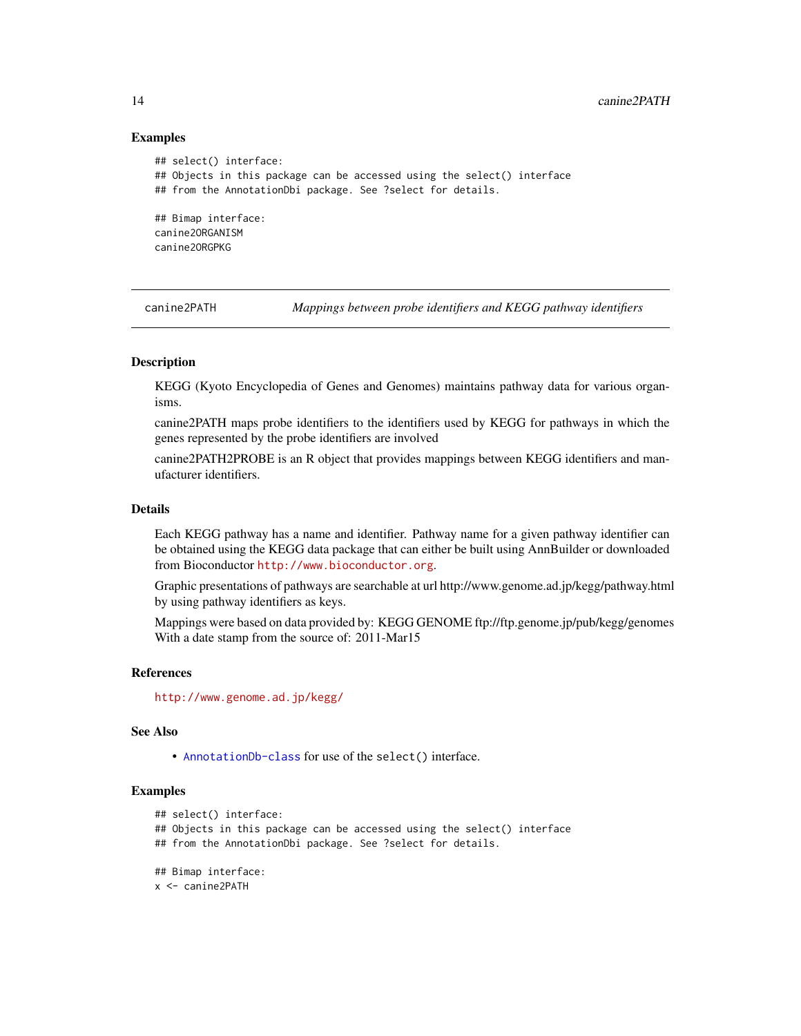### Examples

```
## select() interface:
## Objects in this package can be accessed using the select() interface
## from the AnnotationDbi package. See ?select for details.

## Bimap interface:
canine2ORGANISM
canine2ORGPKG
```

---

## canine2PATH — *Mappings between probe identifiers and KEGG pathway identifiers*

### Description

KEGG (Kyoto Encyclopedia of Genes and Genomes) maintains pathway data for various organisms.

canine2PATH maps probe identifiers to the identifiers used by KEGG for pathways in which the genes represented by the probe identifiers are involved

canine2PATH2PROBE is an R object that provides mappings between KEGG identifiers and manufacturer identifiers.

### Details

Each KEGG pathway has a name and identifier. Pathway name for a given pathway identifier can be obtained using the KEGG data package that can either be built using AnnBuilder or downloaded from Bioconductor http://www.bioconductor.org.

Graphic presentations of pathways are searchable at url http://www.genome.ad.jp/kegg/pathway.html by using pathway identifiers as keys.

Mappings were based on data provided by: KEGG GENOME ftp://ftp.genome.jp/pub/kegg/genomes With a date stamp from the source of: 2011-Mar15

### References

http://www.genome.ad.jp/kegg/

### See Also

- AnnotationDb-class for use of the `select()` interface.

### Examples

```
## select() interface:
## Objects in this package can be accessed using the select() interface
## from the AnnotationDbi package. See ?select for details.

## Bimap interface:
x <- canine2PATH
```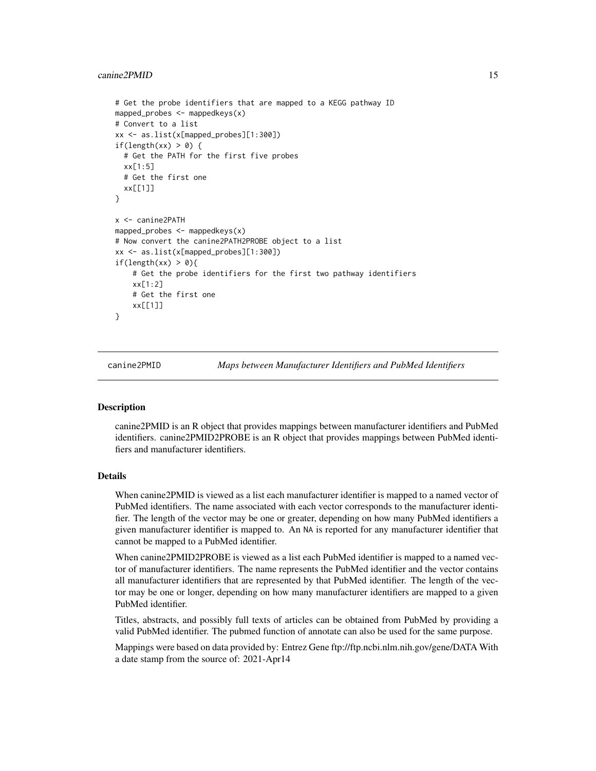```
# Get the probe identifiers that are mapped to a KEGG pathway ID
mapped_probes <- mappedkeys(x)
# Convert to a list
xx <- as.list(x[mapped_probes][1:300])
if(length(xx) > 0) {
  # Get the PATH for the first five probes
  xx[1:5]
  # Get the first one
  xx[[1]]
}

x <- canine2PATH
mapped_probes <- mappedkeys(x)
# Now convert the canine2PATH2PROBE object to a list
xx <- as.list(x[mapped_probes][1:300])
if(length(xx) > 0){
    # Get the probe identifiers for the first two pathway identifiers
    xx[1:2]
    # Get the first one
    xx[[1]]
}
```

## canine2PMID — *Maps between Manufacturer Identifiers and PubMed Identifiers*

### Description

canine2PMID is an R object that provides mappings between manufacturer identifiers and PubMed identifiers. canine2PMID2PROBE is an R object that provides mappings between PubMed identifiers and manufacturer identifiers.

### Details

When canine2PMID is viewed as a list each manufacturer identifier is mapped to a named vector of PubMed identifiers. The name associated with each vector corresponds to the manufacturer identifier. The length of the vector may be one or greater, depending on how many PubMed identifiers a given manufacturer identifier is mapped to. An NA is reported for any manufacturer identifier that cannot be mapped to a PubMed identifier.

When canine2PMID2PROBE is viewed as a list each PubMed identifier is mapped to a named vector of manufacturer identifiers. The name represents the PubMed identifier and the vector contains all manufacturer identifiers that are represented by that PubMed identifier. The length of the vector may be one or longer, depending on how many manufacturer identifiers are mapped to a given PubMed identifier.

Titles, abstracts, and possibly full texts of articles can be obtained from PubMed by providing a valid PubMed identifier. The pubmed function of annotate can also be used for the same purpose.

Mappings were based on data provided by: Entrez Gene ftp://ftp.ncbi.nlm.nih.gov/gene/DATA With a date stamp from the source of: 2021-Apr14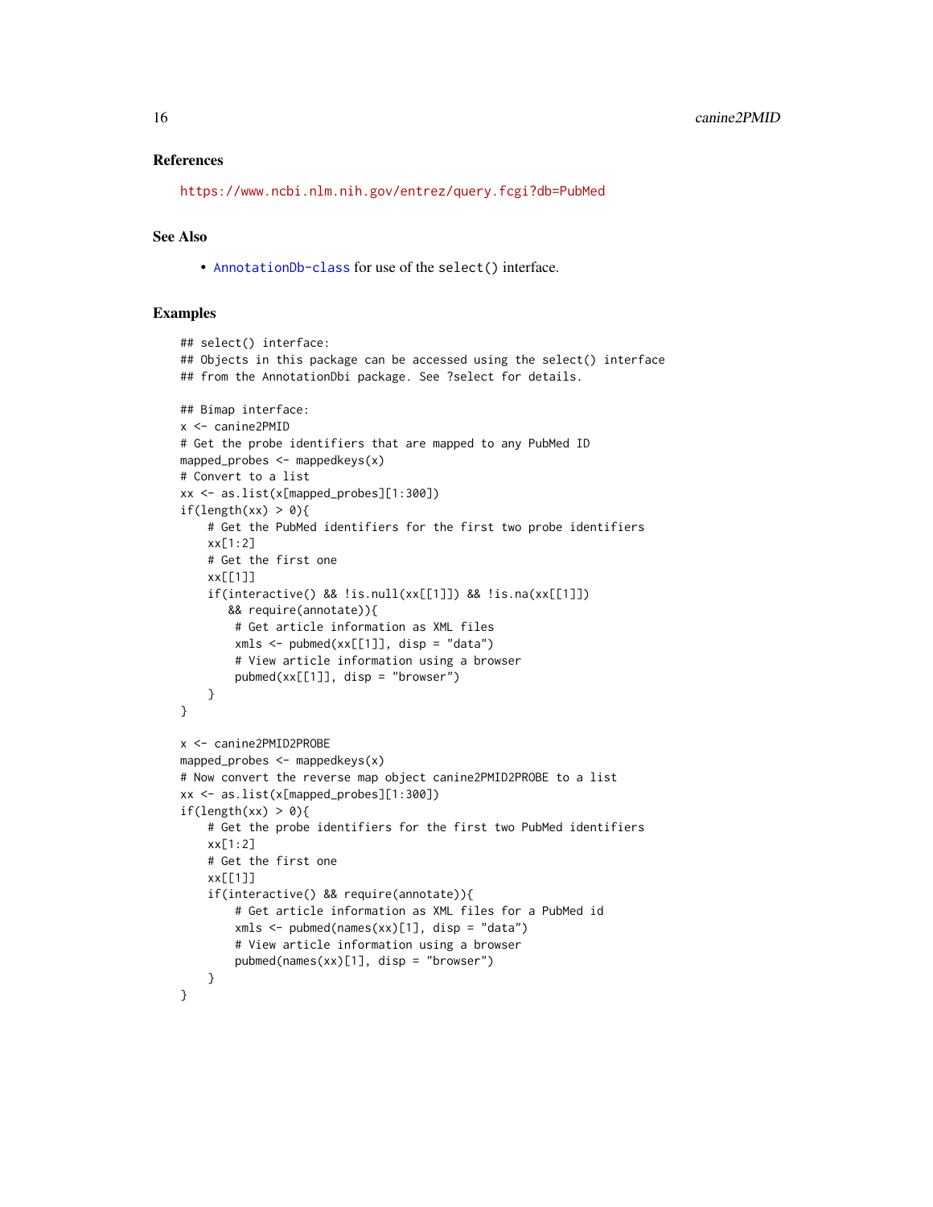### References

https://www.ncbi.nlm.nih.gov/entrez/query.fcgi?db=PubMed

### See Also

- AnnotationDb-class for use of the `select()` interface.

### Examples

```
## select() interface:
## Objects in this package can be accessed using the select() interface
## from the AnnotationDbi package. See ?select for details.

## Bimap interface:
x <- canine2PMID
# Get the probe identifiers that are mapped to any PubMed ID
mapped_probes <- mappedkeys(x)
# Convert to a list
xx <- as.list(x[mapped_probes][1:300])
if(length(xx) > 0){
    # Get the PubMed identifiers for the first two probe identifiers
    xx[1:2]
    # Get the first one
    xx[[1]]
    if(interactive() && !is.null(xx[[1]]) && !is.na(xx[[1]])
       && require(annotate)){
        # Get article information as XML files
        xmls <- pubmed(xx[[1]], disp = "data")
        # View article information using a browser
        pubmed(xx[[1]], disp = "browser")
    }
}

x <- canine2PMID2PROBE
mapped_probes <- mappedkeys(x)
# Now convert the reverse map object canine2PMID2PROBE to a list
xx <- as.list(x[mapped_probes][1:300])
if(length(xx) > 0){
    # Get the probe identifiers for the first two PubMed identifiers
    xx[1:2]
    # Get the first one
    xx[[1]]
    if(interactive() && require(annotate)){
        # Get article information as XML files for a PubMed id
        xmls <- pubmed(names(xx)[1], disp = "data")
        # View article information using a browser
        pubmed(names(xx)[1], disp = "browser")
    }
}
```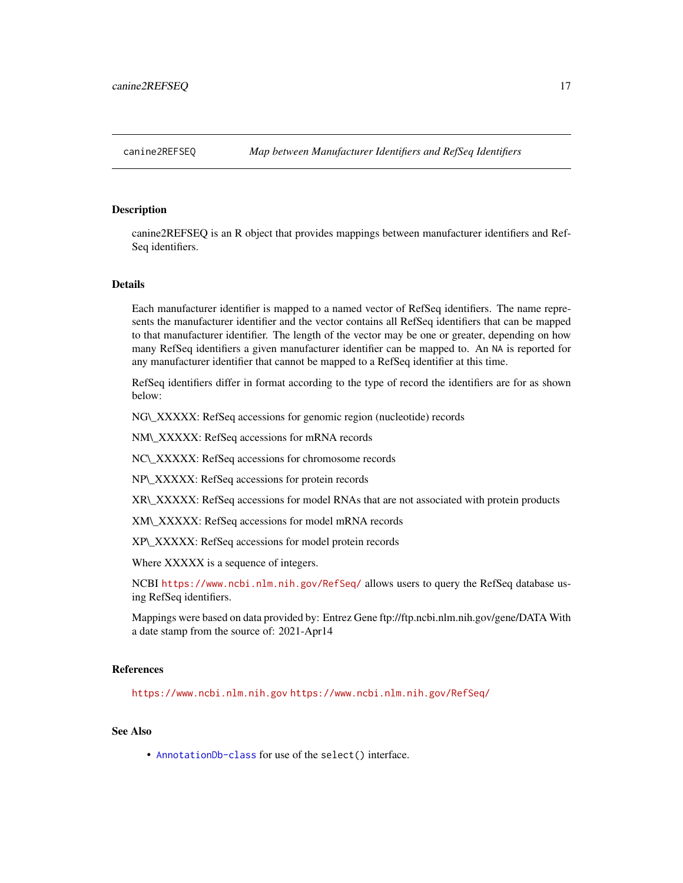# canine2REFSEQ — *Map between Manufacturer Identifiers and RefSeq Identifiers*

## Description

canine2REFSEQ is an R object that provides mappings between manufacturer identifiers and RefSeq identifiers.

## Details

Each manufacturer identifier is mapped to a named vector of RefSeq identifiers. The name represents the manufacturer identifier and the vector contains all RefSeq identifiers that can be mapped to that manufacturer identifier. The length of the vector may be one or greater, depending on how many RefSeq identifiers a given manufacturer identifier can be mapped to. An `NA` is reported for any manufacturer identifier that cannot be mapped to a RefSeq identifier at this time.

RefSeq identifiers differ in format according to the type of record the identifiers are for as shown below:

NG\_XXXXX: RefSeq accessions for genomic region (nucleotide) records

NM\_XXXXX: RefSeq accessions for mRNA records

NC\_XXXXX: RefSeq accessions for chromosome records

NP\_XXXXX: RefSeq accessions for protein records

XR\_XXXXX: RefSeq accessions for model RNAs that are not associated with protein products

XM\_XXXXX: RefSeq accessions for model mRNA records

XP\_XXXXX: RefSeq accessions for model protein records

Where XXXXX is a sequence of integers.

NCBI https://www.ncbi.nlm.nih.gov/RefSeq/ allows users to query the RefSeq database using RefSeq identifiers.

Mappings were based on data provided by: Entrez Gene ftp://ftp.ncbi.nlm.nih.gov/gene/DATA With a date stamp from the source of: 2021-Apr14

## References

https://www.ncbi.nlm.nih.gov https://www.ncbi.nlm.nih.gov/RefSeq/

## See Also

- AnnotationDb-class for use of the `select()` interface.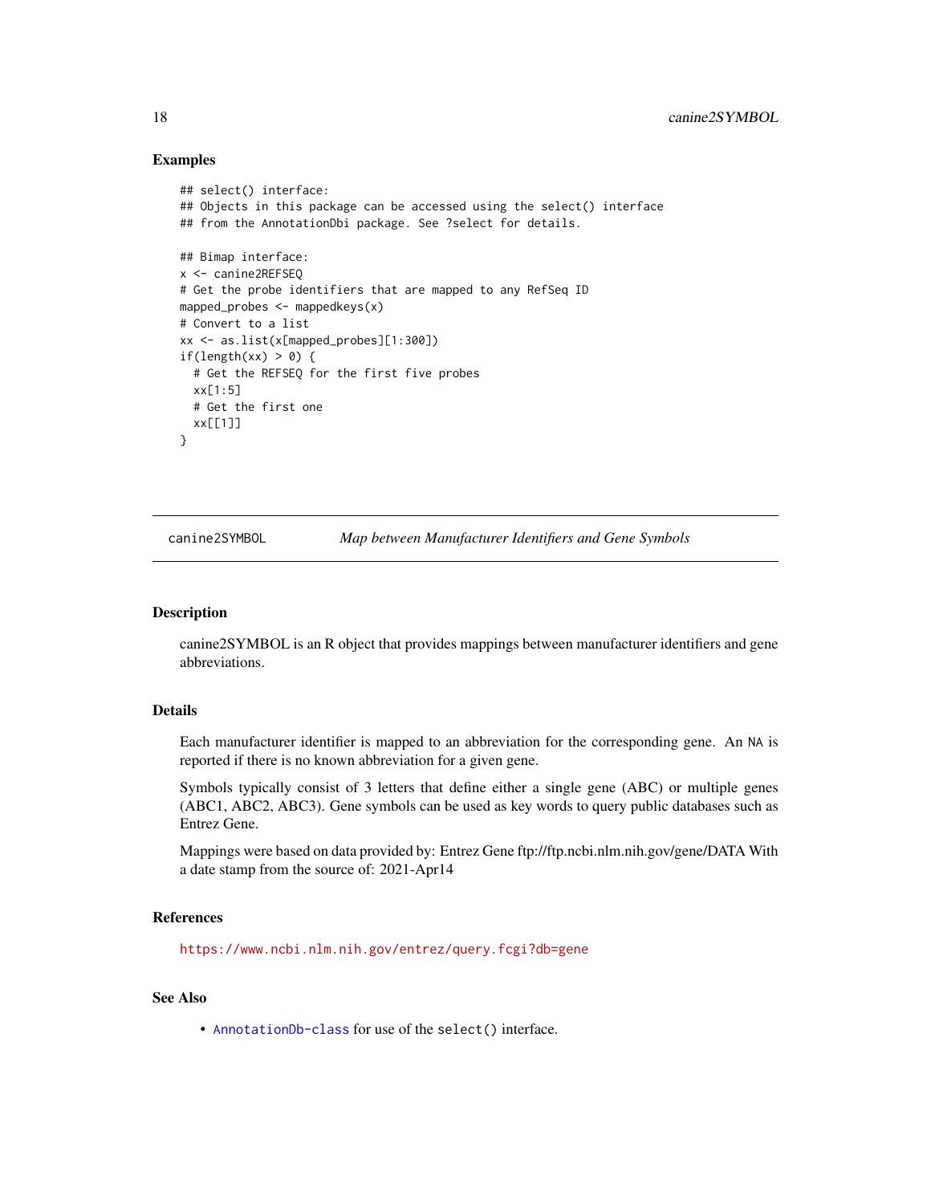### Examples

```
## select() interface:
## Objects in this package can be accessed using the select() interface
## from the AnnotationDbi package. See ?select for details.

## Bimap interface:
x <- canine2REFSEQ
# Get the probe identifiers that are mapped to any RefSeq ID
mapped_probes <- mappedkeys(x)
# Convert to a list
xx <- as.list(x[mapped_probes][1:300])
if(length(xx) > 0) {
  # Get the REFSEQ for the first five probes
  xx[1:5]
  # Get the first one
  xx[[1]]
}
```

---

## canine2SYMBOL — *Map between Manufacturer Identifiers and Gene Symbols*

---

### Description

canine2SYMBOL is an R object that provides mappings between manufacturer identifiers and gene abbreviations.

### Details

Each manufacturer identifier is mapped to an abbreviation for the corresponding gene. An `NA` is reported if there is no known abbreviation for a given gene.

Symbols typically consist of 3 letters that define either a single gene (ABC) or multiple genes (ABC1, ABC2, ABC3). Gene symbols can be used as key words to query public databases such as Entrez Gene.

Mappings were based on data provided by: Entrez Gene ftp://ftp.ncbi.nlm.nih.gov/gene/DATA With a date stamp from the source of: 2021-Apr14

### References

https://www.ncbi.nlm.nih.gov/entrez/query.fcgi?db=gene

### See Also

- `AnnotationDb-class` for use of the `select()` interface.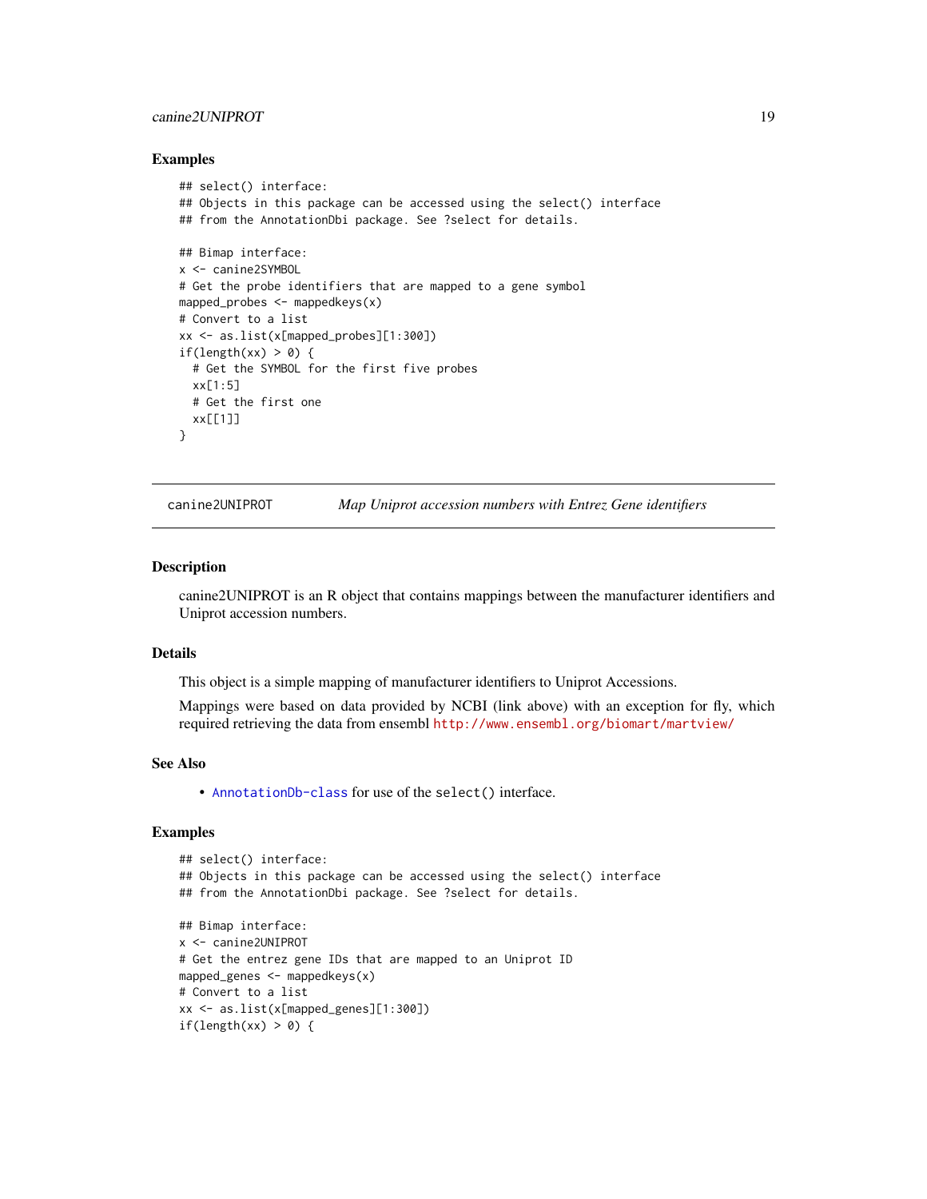### Examples

```
## select() interface:
## Objects in this package can be accessed using the select() interface
## from the AnnotationDbi package. See ?select for details.

## Bimap interface:
x <- canine2SYMBOL
# Get the probe identifiers that are mapped to a gene symbol
mapped_probes <- mappedkeys(x)
# Convert to a list
xx <- as.list(x[mapped_probes][1:300])
if(length(xx) > 0) {
  # Get the SYMBOL for the first five probes
  xx[1:5]
  # Get the first one
  xx[[1]]
}
```

---

## canine2UNIPROT — *Map Uniprot accession numbers with Entrez Gene identifiers*

### Description

canine2UNIPROT is an R object that contains mappings between the manufacturer identifiers and Uniprot accession numbers.

### Details

This object is a simple mapping of manufacturer identifiers to Uniprot Accessions.

Mappings were based on data provided by NCBI (link above) with an exception for fly, which required retrieving the data from ensembl http://www.ensembl.org/biomart/martview/

### See Also

- `AnnotationDb-class` for use of the `select()` interface.

### Examples

```
## select() interface:
## Objects in this package can be accessed using the select() interface
## from the AnnotationDbi package. See ?select for details.

## Bimap interface:
x <- canine2UNIPROT
# Get the entrez gene IDs that are mapped to an Uniprot ID
mapped_genes <- mappedkeys(x)
# Convert to a list
xx <- as.list(x[mapped_genes][1:300])
if(length(xx) > 0) {
```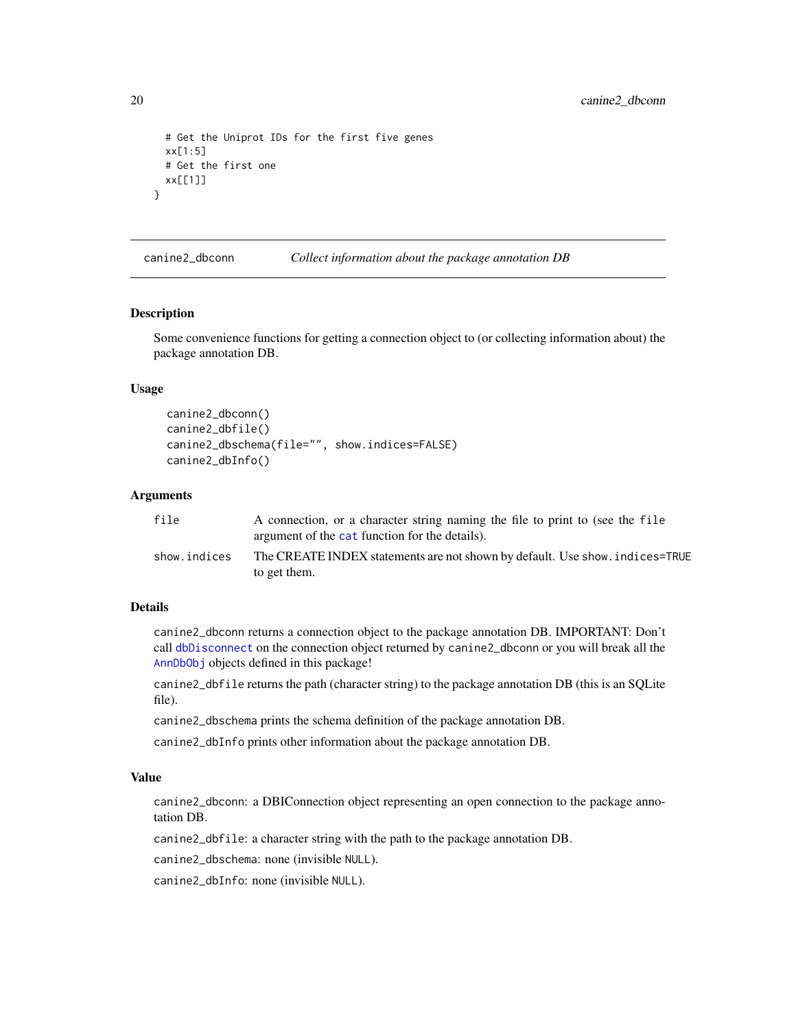```
  # Get the Uniprot IDs for the first five genes
  xx[1:5]
  # Get the first one
  xx[[1]]
}
```

## canine2_dbconn — *Collect information about the package annotation DB*

### Description

Some convenience functions for getting a connection object to (or collecting information about) the package annotation DB.

### Usage

```
canine2_dbconn()
canine2_dbfile()
canine2_dbschema(file="", show.indices=FALSE)
canine2_dbInfo()
```

### Arguments

| | |
|---|---|
| file | A connection, or a character string naming the file to print to (see the file argument of the cat function for the details). |
| show.indices | The CREATE INDEX statements are not shown by default. Use show.indices=TRUE to get them. |

### Details

canine2_dbconn returns a connection object to the package annotation DB. IMPORTANT: Don't call dbDisconnect on the connection object returned by canine2_dbconn or you will break all the AnnDbObj objects defined in this package!

canine2_dbfile returns the path (character string) to the package annotation DB (this is an SQLite file).

canine2_dbschema prints the schema definition of the package annotation DB.

canine2_dbInfo prints other information about the package annotation DB.

### Value

canine2_dbconn: a DBIConnection object representing an open connection to the package annotation DB.

canine2_dbfile: a character string with the path to the package annotation DB.

canine2_dbschema: none (invisible NULL).

canine2_dbInfo: none (invisible NULL).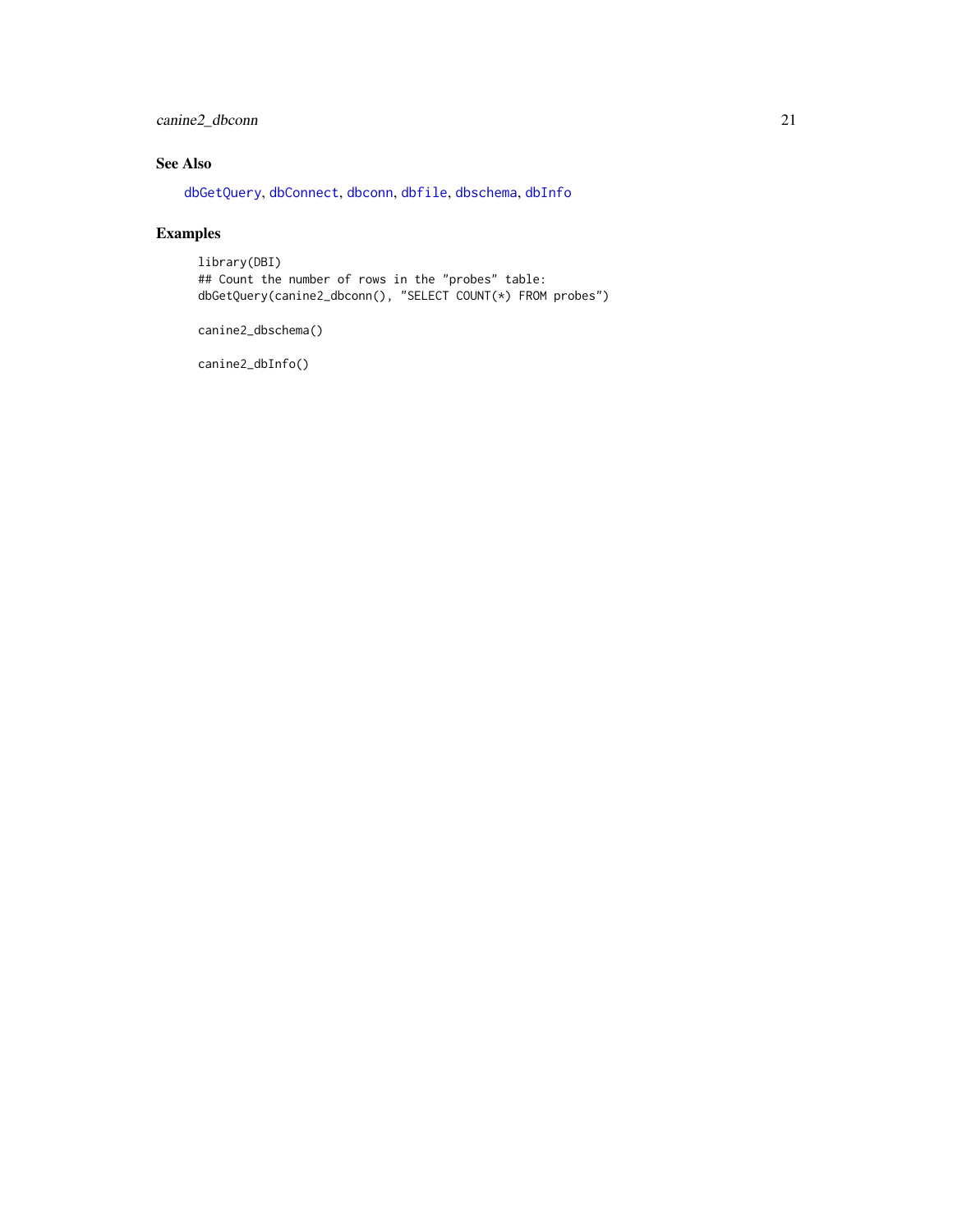## See Also

dbGetQuery, dbConnect, dbconn, dbfile, dbschema, dbInfo

## Examples

```
library(DBI)
## Count the number of rows in the "probes" table:
dbGetQuery(canine2_dbconn(), "SELECT COUNT(*) FROM probes")

canine2_dbschema()

canine2_dbInfo()
```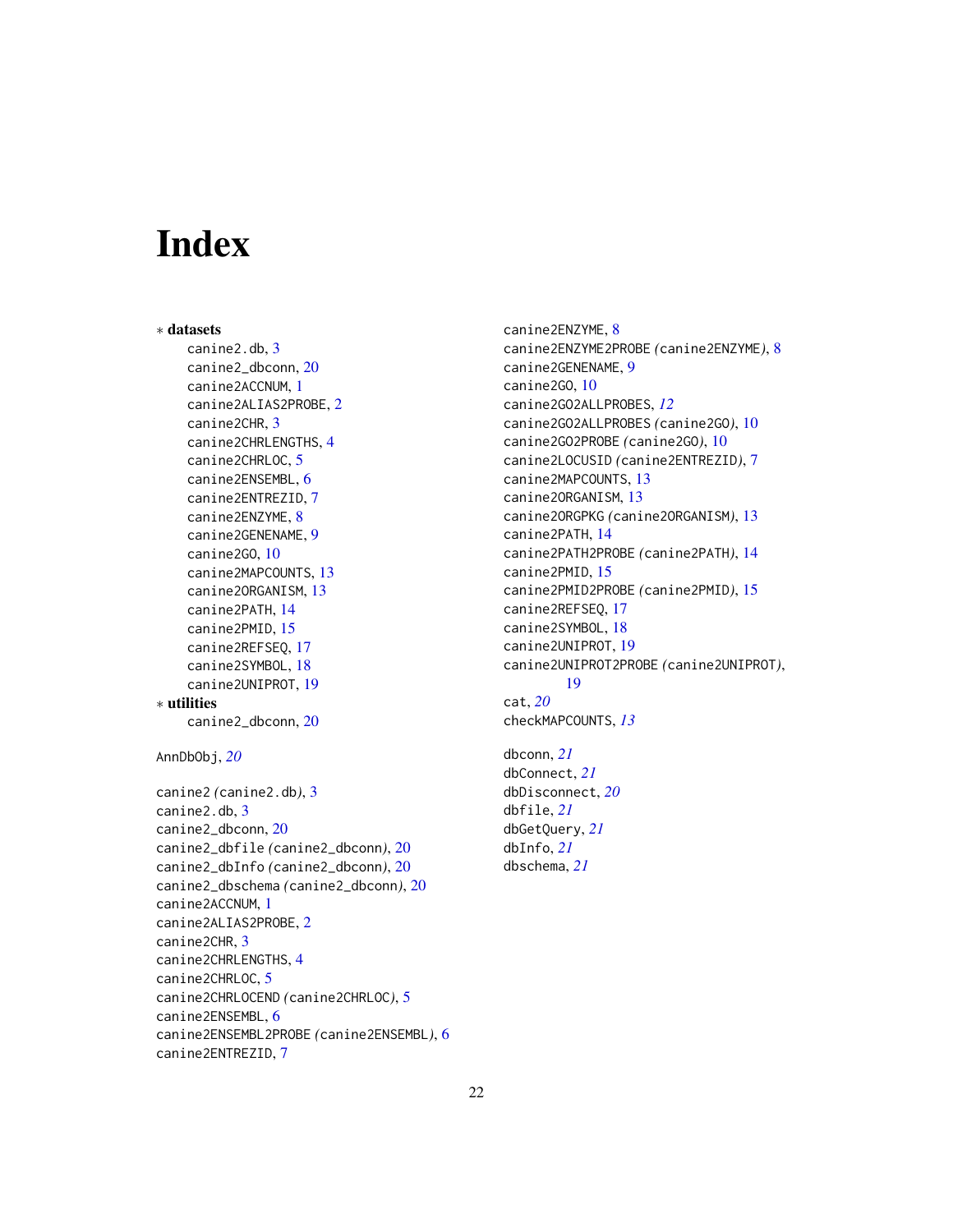# Index

∗ **datasets**

canine2.db, 3
canine2_dbconn, 20
canine2ACCNUM, 1
canine2ALIAS2PROBE, 2
canine2CHR, 3
canine2CHRLENGTHS, 4
canine2CHRLOC, 5
canine2ENSEMBL, 6
canine2ENTREZID, 7
canine2ENZYME, 8
canine2GENENAME, 9
canine2GO, 10
canine2MAPCOUNTS, 13
canine2ORGANISM, 13
canine2PATH, 14
canine2PMID, 15
canine2REFSEQ, 17
canine2SYMBOL, 18
canine2UNIPROT, 19

∗ **utilities**

canine2_dbconn, 20

AnnDbObj, *20*

canine2 *(*canine2.db*)*, 3
canine2.db, 3
canine2_dbconn, 20
canine2_dbfile *(*canine2_dbconn*)*, 20
canine2_dbInfo *(*canine2_dbconn*)*, 20
canine2_dbschema *(*canine2_dbconn*)*, 20
canine2ACCNUM, 1
canine2ALIAS2PROBE, 2
canine2CHR, 3
canine2CHRLENGTHS, 4
canine2CHRLOC, 5
canine2CHRLOCEND *(*canine2CHRLOC*)*, 5
canine2ENSEMBL, 6
canine2ENSEMBL2PROBE *(*canine2ENSEMBL*)*, 6
canine2ENTREZID, 7
canine2ENZYME, 8
canine2ENZYME2PROBE *(*canine2ENZYME*)*, 8
canine2GENENAME, 9
canine2GO, 10
canine2GO2ALLPROBES, *12*
canine2GO2ALLPROBES *(*canine2GO*)*, 10
canine2GO2PROBE *(*canine2GO*)*, 10
canine2LOCUSID *(*canine2ENTREZID*)*, 7
canine2MAPCOUNTS, 13
canine2ORGANISM, 13
canine2ORGPKG *(*canine2ORGANISM*)*, 13
canine2PATH, 14
canine2PATH2PROBE *(*canine2PATH*)*, 14
canine2PMID, 15
canine2PMID2PROBE *(*canine2PMID*)*, 15
canine2REFSEQ, 17
canine2SYMBOL, 18
canine2UNIPROT, 19
canine2UNIPROT2PROBE *(*canine2UNIPROT*)*, 19
cat, *20*
checkMAPCOUNTS, *13*

dbconn, *21*
dbConnect, *21*
dbDisconnect, *20*
dbfile, *21*
dbGetQuery, *21*
dbInfo, *21*
dbschema, *21*